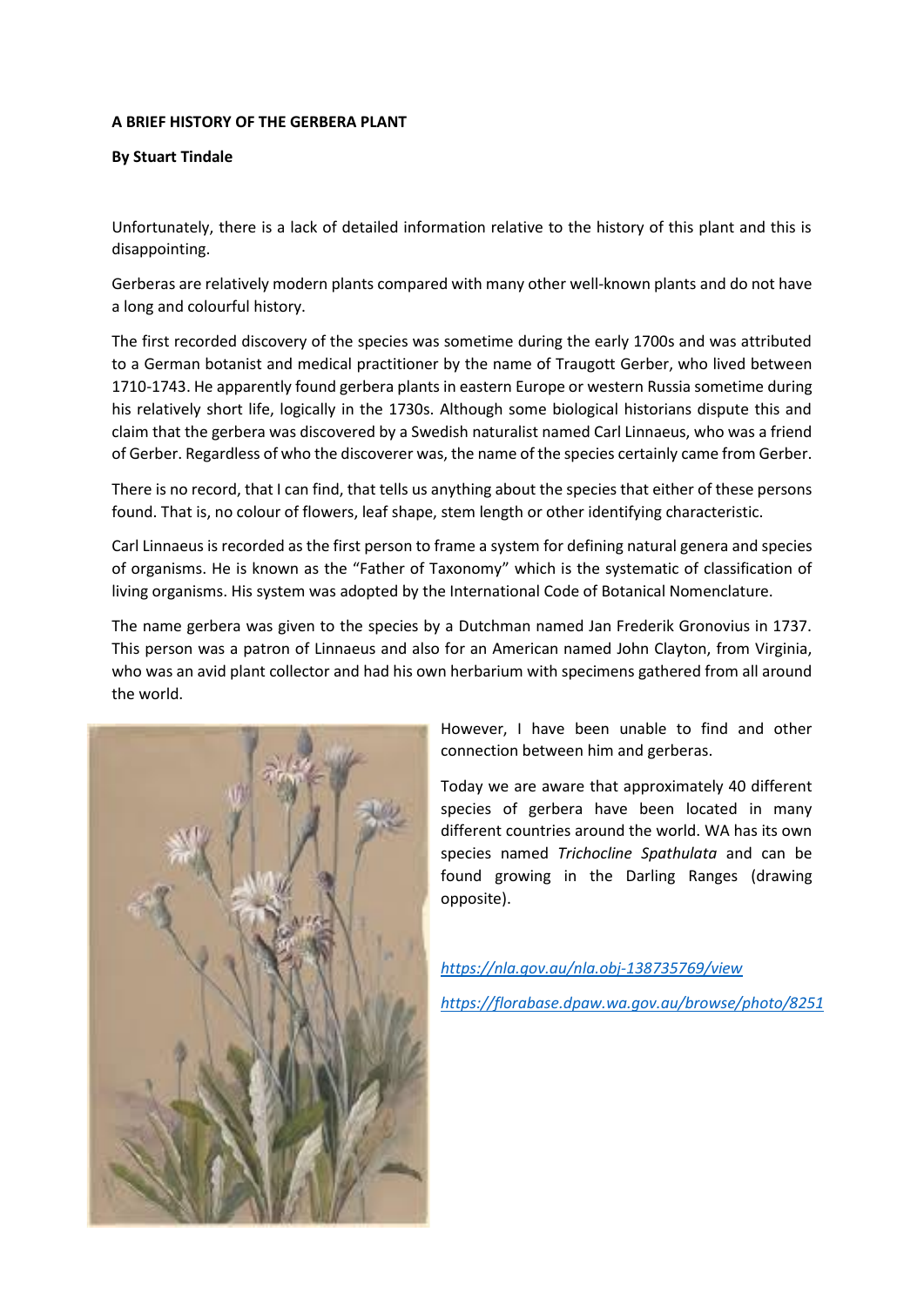**A BRIEF HISTORY OF THE GERBERA PLANT**

**By Stuart Tindale**

Unfortunately, there is a lack of detailed information relative to the history of this plant and this is disappointing.

Gerberas are relatively modern plants compared with many other well-known plants and do not have a long and colourful history.

The first recorded discovery of the species was sometime during the early 1700s and was attributed to a German botanist and medical practitioner by the name of Traugott Gerber, who lived between 1710-1743. He apparently found gerbera plants in eastern Europe or western Russia sometime during his relatively short life, logically in the 1730s. Although some biological historians dispute this and claim that the gerbera was discovered by a Swedish naturalist named Carl Linnaeus, who was a friend of Gerber. Regardless of who the discoverer was, the name of the species certainly came from Gerber.

There is no record, that I can find, that tells us anything about the species that either of these persons found. That is, no colour of flowers, leaf shape, stem length or other identifying characteristic.

Carl Linnaeus is recorded as the first person to frame a system for defining natural genera and species of organisms. He is known as the "Father of Taxonomy" which is the systematic of classification of living organisms. His system was adopted by the International Code of Botanical Nomenclature.

The name gerbera was given to the species by a Dutchman named Jan Frederik Gronovius in 1737. This person was a patron of Linnaeus and also for an American named John Clayton, from Virginia, who was an avid plant collector and had his own herbarium with specimens gathered from all around the world.

However, I have been unable to find and other connection between him and gerberas.

Today we are aware that approximately 40 different species of gerbera have been located in many different countries around the world. WA has its own species named *Trichocline Spathulata* and can be found growing in the Darling Ranges (drawing opposite).

https://nla.gov.au/nla.obj-138735769/view

https://florabase.dpaw.wa.gov.au/browse/photo/8251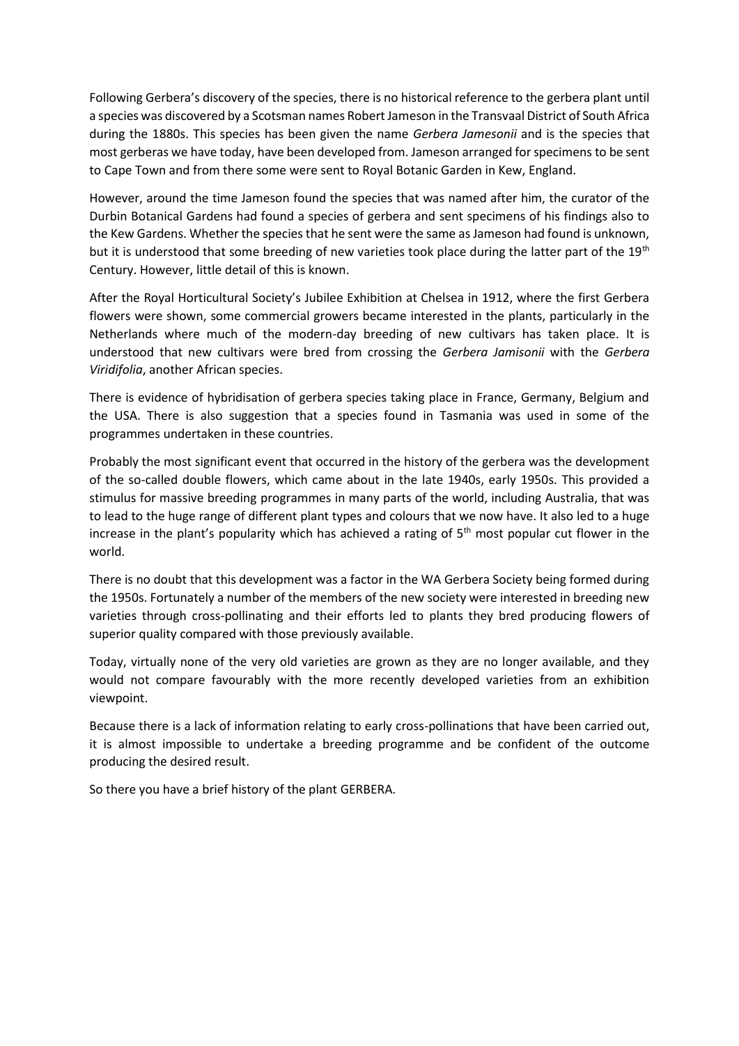Following Gerbera's discovery of the species, there is no historical reference to the gerbera plant until a species was discovered by a Scotsman names Robert Jameson in the Transvaal District of South Africa during the 1880s. This species has been given the name *Gerbera Jamesonii* and is the species that most gerberas we have today, have been developed from. Jameson arranged for specimens to be sent to Cape Town and from there some were sent to Royal Botanic Garden in Kew, England.

However, around the time Jameson found the species that was named after him, the curator of the Durbin Botanical Gardens had found a species of gerbera and sent specimens of his findings also to the Kew Gardens. Whether the species that he sent were the same as Jameson had found is unknown, but it is understood that some breeding of new varieties took place during the latter part of the 19th Century. However, little detail of this is known.

After the Royal Horticultural Society's Jubilee Exhibition at Chelsea in 1912, where the first Gerbera flowers were shown, some commercial growers became interested in the plants, particularly in the Netherlands where much of the modern-day breeding of new cultivars has taken place. It is understood that new cultivars were bred from crossing the *Gerbera Jamisonii* with the *Gerbera Viridifolia*, another African species.

There is evidence of hybridisation of gerbera species taking place in France, Germany, Belgium and the USA. There is also suggestion that a species found in Tasmania was used in some of the programmes undertaken in these countries.

Probably the most significant event that occurred in the history of the gerbera was the development of the so-called double flowers, which came about in the late 1940s, early 1950s. This provided a stimulus for massive breeding programmes in many parts of the world, including Australia, that was to lead to the huge range of different plant types and colours that we now have. It also led to a huge increase in the plant's popularity which has achieved a rating of 5th most popular cut flower in the world.

There is no doubt that this development was a factor in the WA Gerbera Society being formed during the 1950s. Fortunately a number of the members of the new society were interested in breeding new varieties through cross-pollinating and their efforts led to plants they bred producing flowers of superior quality compared with those previously available.

Today, virtually none of the very old varieties are grown as they are no longer available, and they would not compare favourably with the more recently developed varieties from an exhibition viewpoint.

Because there is a lack of information relating to early cross-pollinations that have been carried out, it is almost impossible to undertake a breeding programme and be confident of the outcome producing the desired result.

So there you have a brief history of the plant GERBERA.